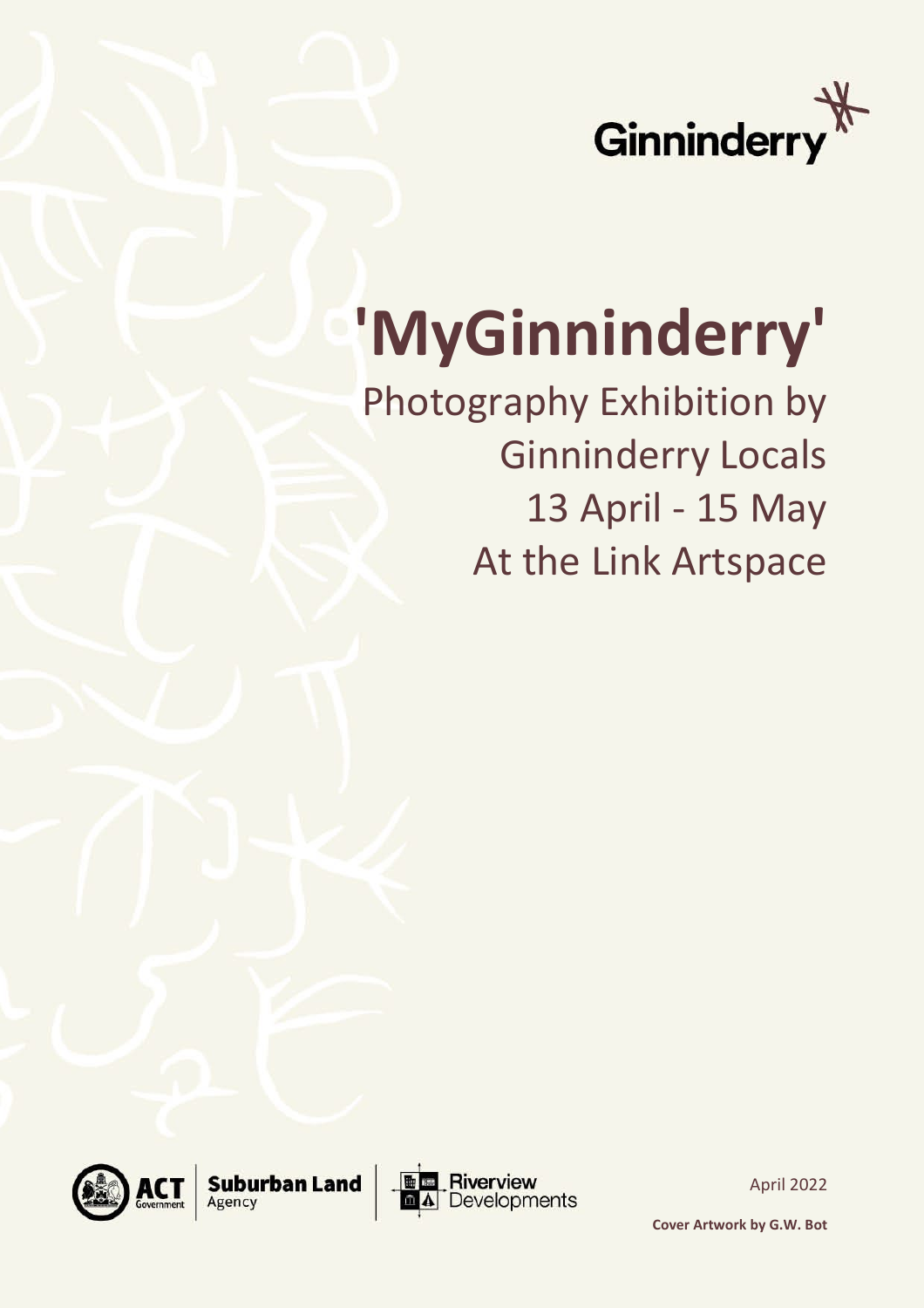Ginninderry

# 'MyGinninderry'

Photography Exhibition by
Ginninderry Locals
13 April - 15 May
At the Link Artspace

ACT Government | Suburban Land Agency | Riverview Developments

April 2022

**Cover Artwork by G.W. Bot**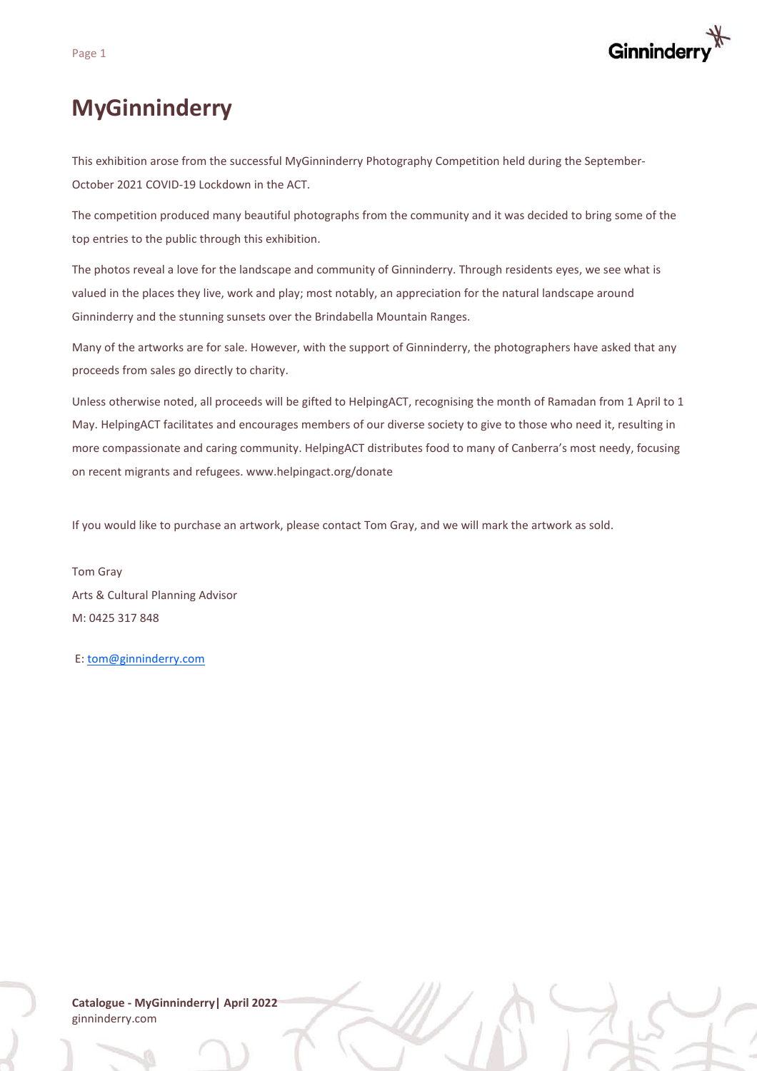# MyGinninderry

This exhibition arose from the successful MyGinninderry Photography Competition held during the September-October 2021 COVID-19 Lockdown in the ACT.

The competition produced many beautiful photographs from the community and it was decided to bring some of the top entries to the public through this exhibition.

The photos reveal a love for the landscape and community of Ginninderry. Through residents eyes, we see what is valued in the places they live, work and play; most notably, an appreciation for the natural landscape around Ginninderry and the stunning sunsets over the Brindabella Mountain Ranges.

Many of the artworks are for sale. However, with the support of Ginninderry, the photographers have asked that any proceeds from sales go directly to charity.

Unless otherwise noted, all proceeds will be gifted to HelpingACT, recognising the month of Ramadan from 1 April to 1 May. HelpingACT facilitates and encourages members of our diverse society to give to those who need it, resulting in more compassionate and caring community. HelpingACT distributes food to many of Canberra's most needy, focusing on recent migrants and refugees. www.helpingact.org/donate

If you would like to purchase an artwork, please contact Tom Gray, and we will mark the artwork as sold.

Tom Gray
Arts & Cultural Planning Advisor
M: 0425 317 848

E: tom@ginninderry.com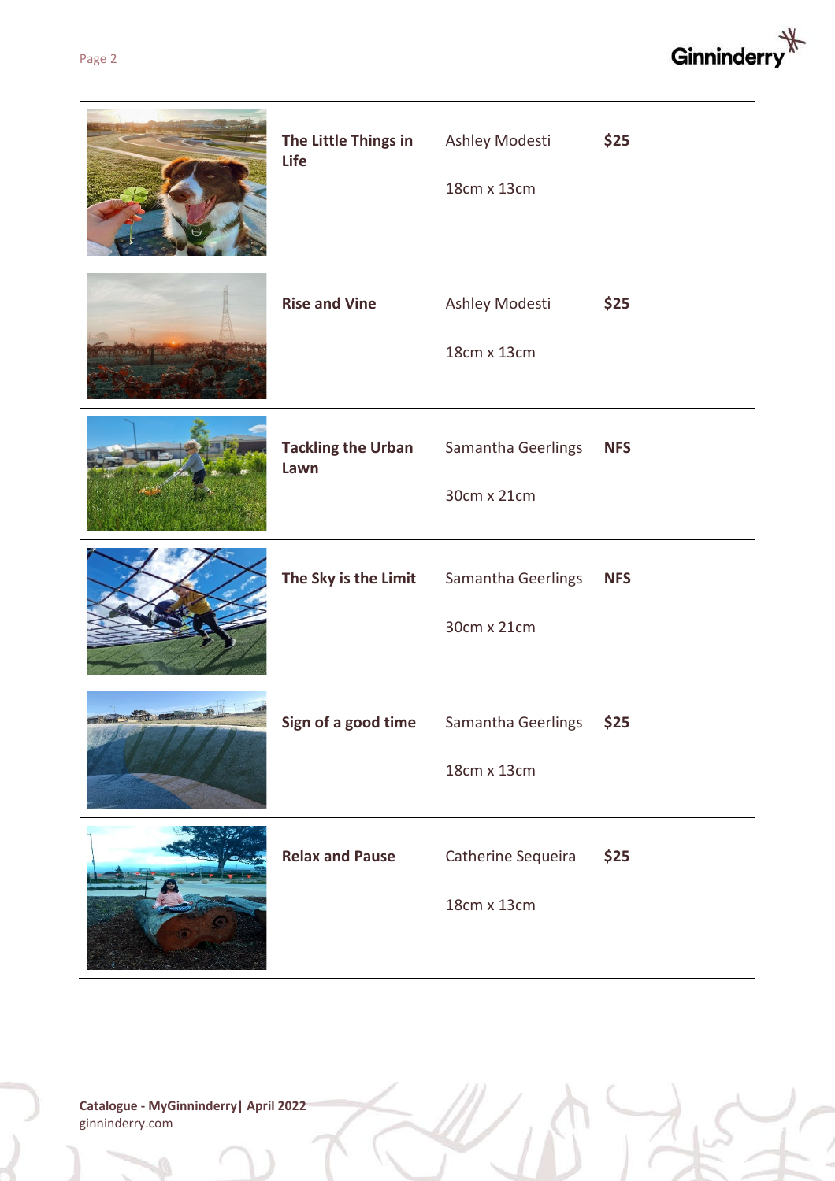| | Title | Artist / Size | Price |
|---|---|---|---|
| | **The Little Things in Life** | Ashley Modesti<br>18cm x 13cm | **$25** |
| | **Rise and Vine** | Ashley Modesti<br>18cm x 13cm | **$25** |
| | **Tackling the Urban Lawn** | Samantha Geerlings<br>30cm x 21cm | **NFS** |
| | **The Sky is the Limit** | Samantha Geerlings<br>30cm x 21cm | **NFS** |
| | **Sign of a good time** | Samantha Geerlings<br>18cm x 13cm | **$25** |
| | **Relax and Pause** | Catherine Sequeira<br>18cm x 13cm | **$25** |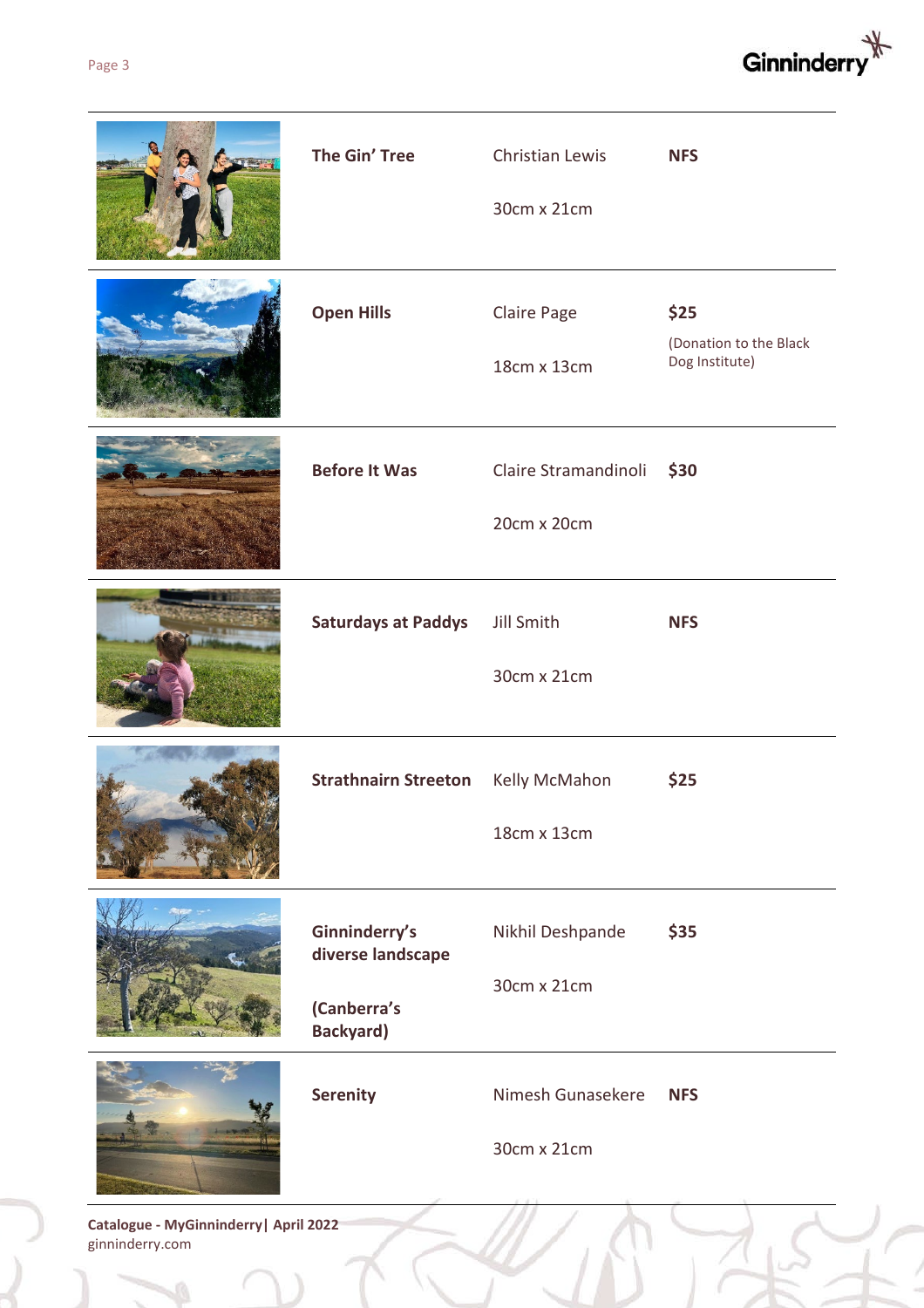| | Title | Artist / Size | Price |
|---|---|---|---|
| | **The Gin' Tree** | Christian Lewis<br>30cm x 21cm | **NFS** |
| | **Open Hills** | Claire Page<br>18cm x 13cm | **$25**<br>(Donation to the Black Dog Institute) |
| | **Before It Was** | Claire Stramandinoli<br>20cm x 20cm | **$30** |
| | **Saturdays at Paddys** | Jill Smith<br>30cm x 21cm | **NFS** |
| | **Strathnairn Streeton** | Kelly McMahon<br>18cm x 13cm | **$25** |
| | **Ginninderry's diverse landscape**<br>**(Canberra's Backyard)** | Nikhil Deshpande<br>30cm x 21cm | **$35** |
| | **Serenity** | Nimesh Gunasekere<br>30cm x 21cm | **NFS** |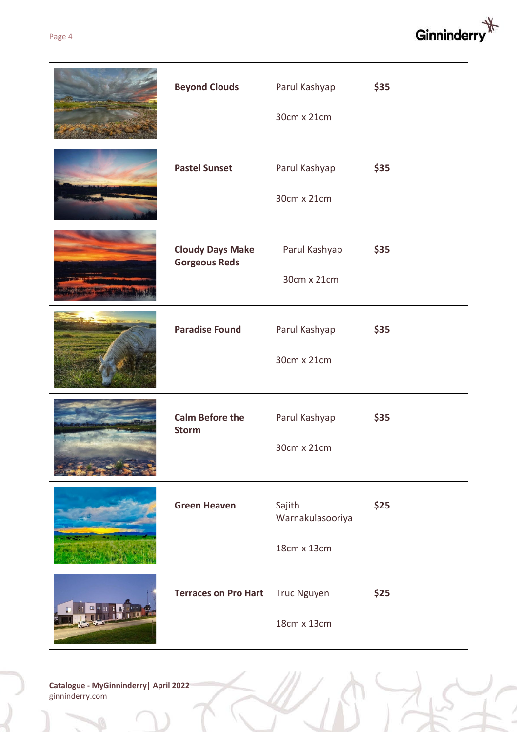| | Title | Artist / Size | Price |
|---|---|---|---|
| | **Beyond Clouds** | Parul Kashyap<br>30cm x 21cm | **$35** |
| | **Pastel Sunset** | Parul Kashyap<br>30cm x 21cm | **$35** |
| | **Cloudy Days Make Gorgeous Reds** | Parul Kashyap<br>30cm x 21cm | **$35** |
| | **Paradise Found** | Parul Kashyap<br>30cm x 21cm | **$35** |
| | **Calm Before the Storm** | Parul Kashyap<br>30cm x 21cm | **$35** |
| | **Green Heaven** | Sajith Warnakulasooriya<br>18cm x 13cm | **$25** |
| | **Terraces on Pro Hart** | Truc Nguyen<br>18cm x 13cm | **$25** |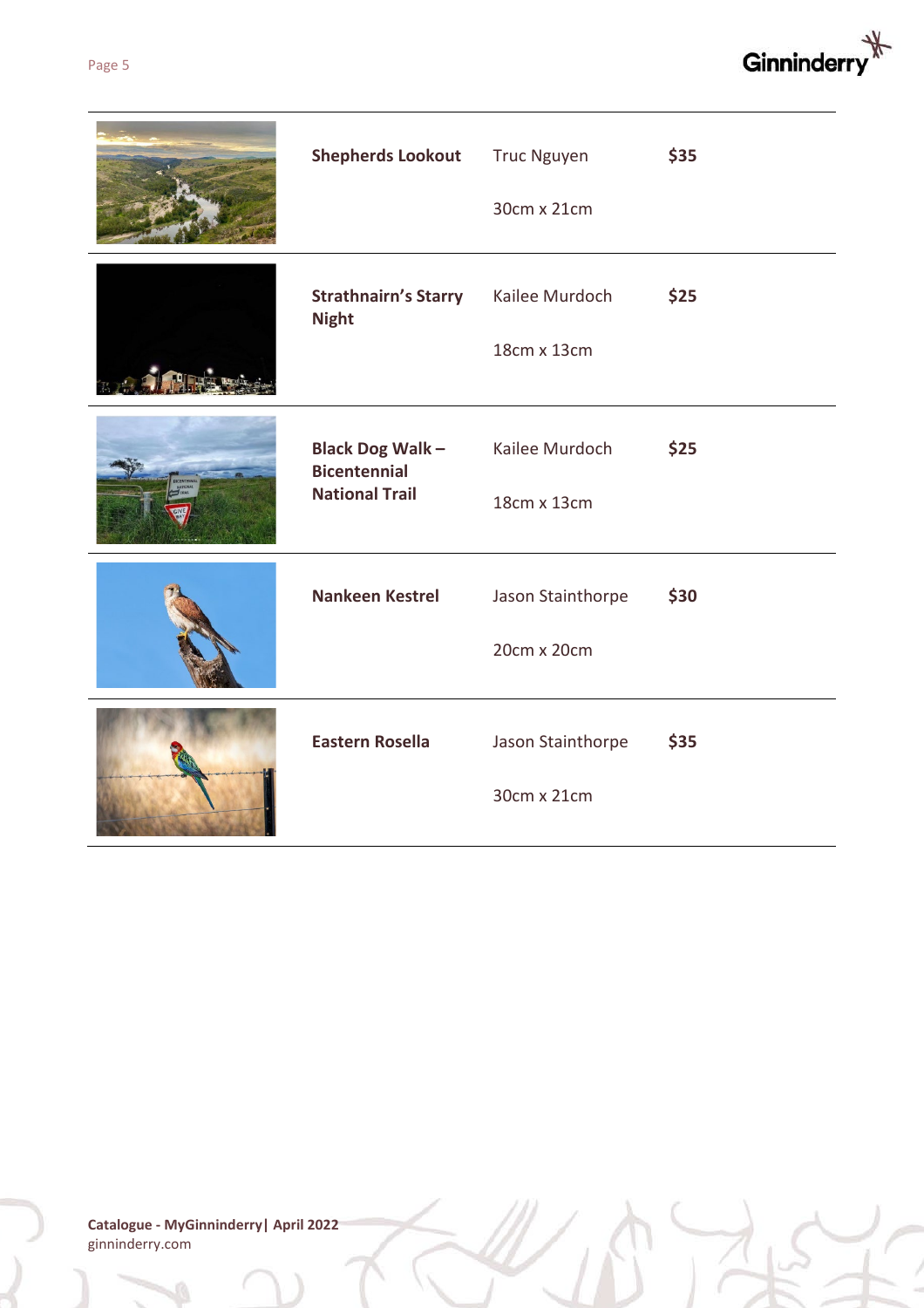| | | | |
|---|---|---|---|
| | **Shepherds Lookout** | Truc Nguyen<br><br>30cm x 21cm | **$35** |
| | **Strathnairn's Starry Night** | Kailee Murdoch<br><br>18cm x 13cm | **$25** |
| | **Black Dog Walk – Bicentennial National Trail** | Kailee Murdoch<br><br>18cm x 13cm | **$25** |
| | **Nankeen Kestrel** | Jason Stainthorpe<br><br>20cm x 20cm | **$30** |
| | **Eastern Rosella** | Jason Stainthorpe<br><br>30cm x 21cm | **$35** |